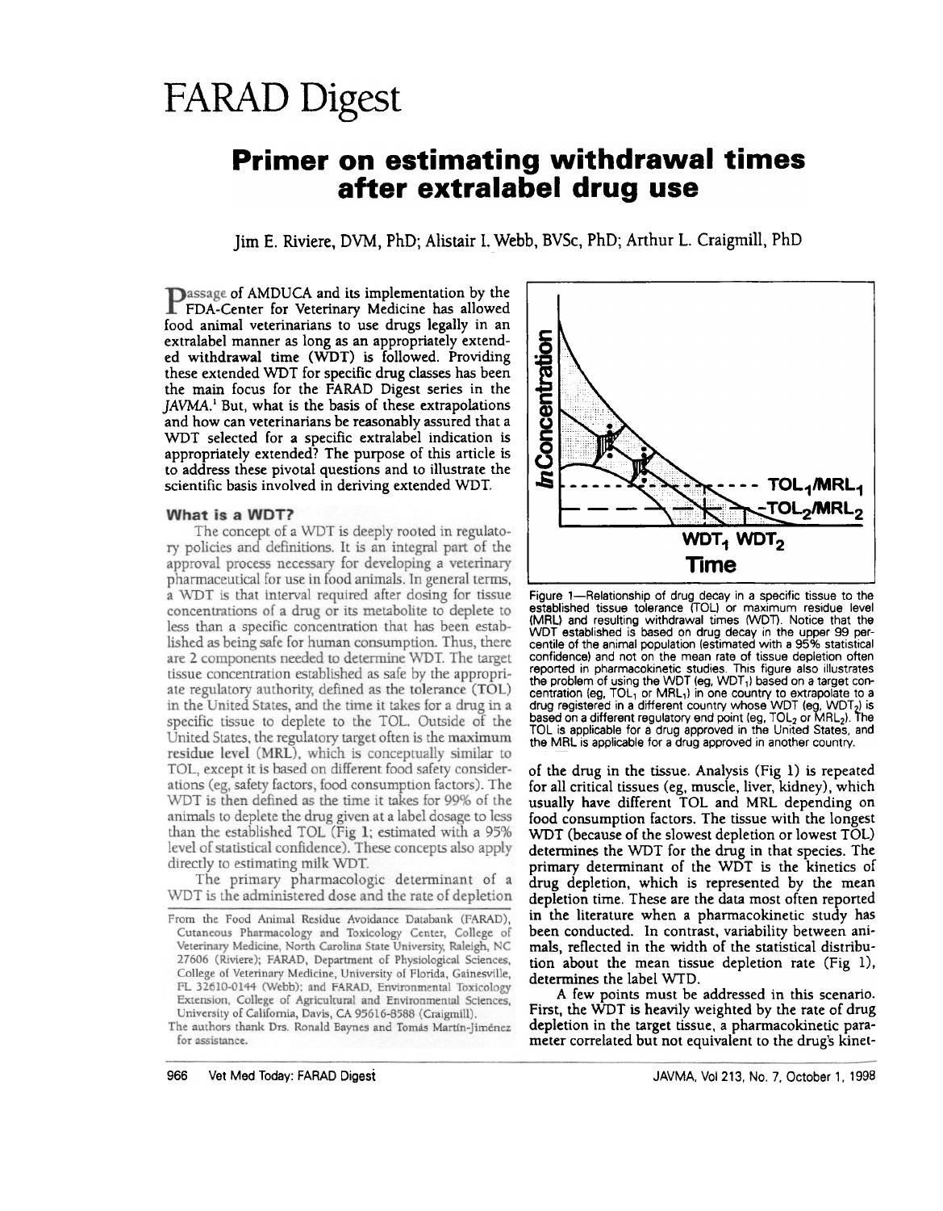# FARAD Digest

## Primer on estimating withdrawal times after extralabel drug use

Jim E. Riviere, DVM, PhD; Alistair I. Webb, BVSc, PhD; Arthur L. Craigmill, PhD

Passage of AMDUCA and its implementation by the FDA-Center for Veterinary Medicine has allowed food animal veterinarians to use drugs legally in an extralabel manner as long as an appropriately extended withdrawal time (WDT) is followed. Providing these extended WDT for specific drug classes has been the main focus for the FARAD Digest series in the *JAVMA*.[1] But, what is the basis of these extrapolations and how can veterinarians be reasonably assured that a WDT selected for a specific extralabel indication is appropriately extended? The purpose of this article is to address these pivotal questions and to illustrate the scientific basis involved in deriving extended WDT.

### What is a WDT?

The concept of a WDT is deeply rooted in regulatory policies and definitions. It is an integral part of the approval process necessary for developing a veterinary pharmaceutical for use in food animals. In general terms, a WDT is that interval required after dosing for tissue concentrations of a drug or its metabolite to deplete to less than a specific concentration that has been established as being safe for human consumption. Thus, there are 2 components needed to determine WDT. The target tissue concentration established as safe by the appropriate regulatory authority, defined as the tolerance (TOL) in the United States, and the time it takes for a drug in a specific tissue to deplete to the TOL. Outside of the United States, the regulatory target often is the maximum residue level (MRL), which is conceptually similar to TOL, except it is based on different food safety considerations (eg, safety factors, food consumption factors). The WDT is then defined as the time it takes for 99% of the animals to deplete the drug given at a label dosage to less than the established TOL (Fig 1; estimated with a 95% level of statistical confidence). These concepts also apply directly to estimating milk WDT.

The primary pharmacologic determinant of a WDT is the administered dose and the rate of depletion of the drug in the tissue. Analysis (Fig 1) is repeated for all critical tissues (eg, muscle, liver, kidney), which usually have different TOL and MRL depending on food consumption factors. The tissue with the longest WDT (because of the slowest depletion or lowest TOL) determines the WDT for the drug in that species. The primary determinant of the WDT is the kinetics of drug depletion, which is represented by the mean depletion time. These are the data most often reported in the literature when a pharmacokinetic study has been conducted. In contrast, variability between animals, reflected in the width of the statistical distribution about the mean tissue depletion rate (Fig 1), determines the label WTD.

A few points must be addressed in this scenario. First, the WDT is heavily weighted by the rate of drug depletion in the target tissue, a pharmacokinetic parameter correlated but not equivalent to the drug's kinet-

Figure 1—Relationship of drug decay in a specific tissue to the established tissue tolerance (TOL) or maximum residue level (MRL) and resulting withdrawal times (WDT). Notice that the WDT established is based on drug decay in the upper 99 percentile of the animal population (estimated with a 95% statistical confidence) and not on the mean rate of tissue depletion often reported in pharmacokinetic studies. This figure also illustrates the problem of using the WDT (eg, $WDT_1$) based on a target concentration (eg, $TOL_1$ or $MRL_1$) in one country to extrapolate to a drug registered in a different country whose WDT (eg, $WDT_2$) is based on a different regulatory end point (eg, $TOL_2$ or $MRL_2$). The TOL is applicable for a drug approved in the United States, and the MRL is applicable for a drug approved in another country.

From the Food Animal Residue Avoidance Databank (FARAD), Cutaneous Pharmacology and Toxicology Center, College of Veterinary Medicine, North Carolina State University, Raleigh, NC 27606 (Riviere); FARAD, Department of Physiological Sciences, College of Veterinary Medicine, University of Florida, Gainesville, FL 32610-0144 (Webb); and FARAD, Environmental Toxicology Extension, College of Agricultural and Environmental Sciences, University of California, Davis, CA 95616-8588 (Craigmill).

The authors thank Drs. Ronald Baynes and Tomás Martín-Jiménez for assistance.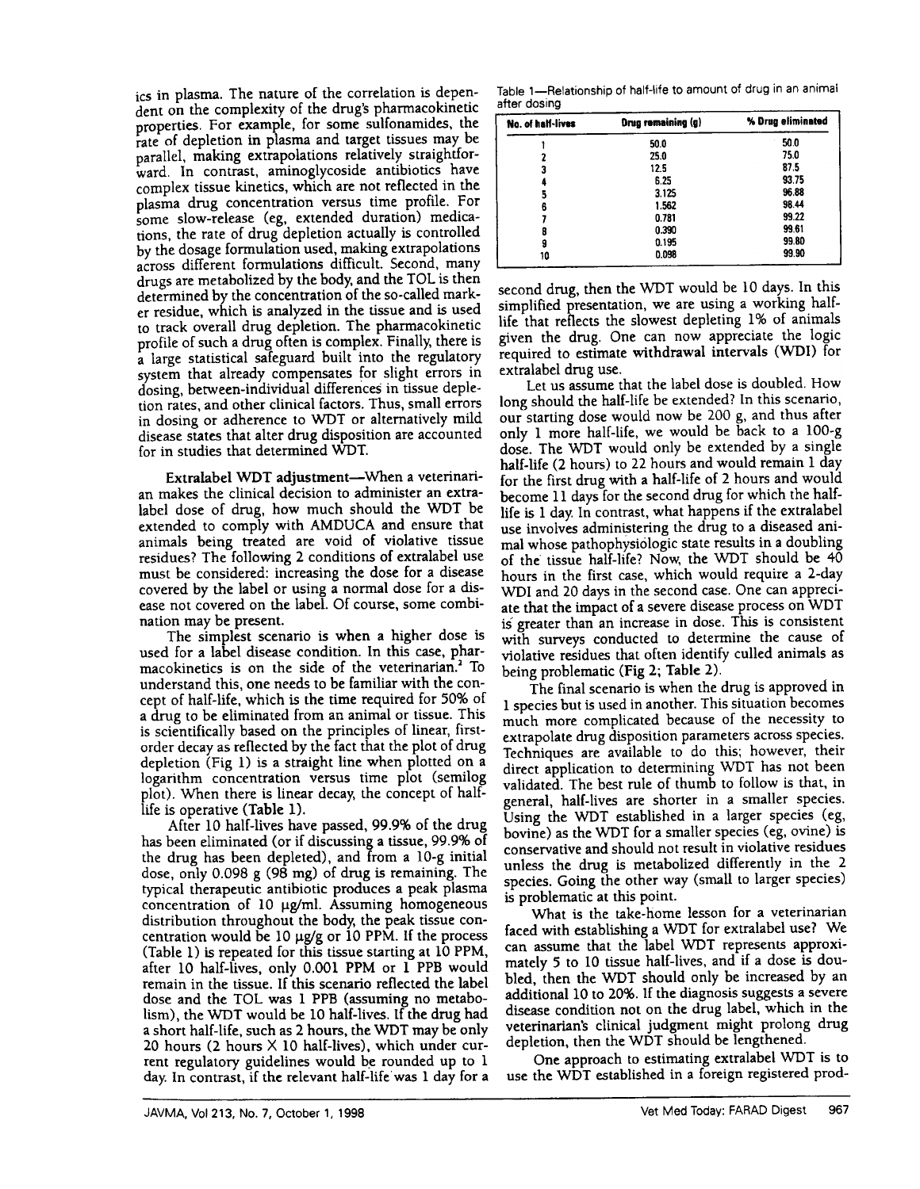ics in plasma. The nature of the correlation is dependent on the complexity of the drug's pharmacokinetic properties. For example, for some sulfonamides, the rate of depletion in plasma and target tissues may be parallel, making extrapolations relatively straightforward. In contrast, aminoglycoside antibiotics have complex tissue kinetics, which are not reflected in the plasma drug concentration versus time profile. For some slow-release (eg, extended duration) medications, the rate of drug depletion actually is controlled by the dosage formulation used, making extrapolations across different formulations difficult. Second, many drugs are metabolized by the body, and the TOL is then determined by the concentration of the so-called marker residue, which is analyzed in the tissue and is used to track overall drug depletion. The pharmacokinetic profile of such a drug often is complex. Finally, there is a large statistical safeguard built into the regulatory system that already compensates for slight errors in dosing, between-individual differences in tissue depletion rates, and other clinical factors. Thus, small errors in dosing or adherence to WDT or alternatively mild disease states that alter drug disposition are accounted for in studies that determined WDT.

**Extralabel WDT adjustment**—When a veterinarian makes the clinical decision to administer an extralabel dose of drug, how much should the WDT be extended to comply with AMDUCA and ensure that animals being treated are void of violative tissue residues? The following 2 conditions of extralabel use must be considered: increasing the dose for a disease covered by the label or using a normal dose for a disease not covered on the label. Of course, some combination may be present.

The simplest scenario is when a higher dose is used for a label disease condition. In this case, pharmacokinetics is on the side of the veterinarian.[2] To understand this, one needs to be familiar with the concept of half-life, which is the time required for 50% of a drug to be eliminated from an animal or tissue. This is scientifically based on the principles of linear, first-order decay as reflected by the fact that the plot of drug depletion (Fig 1) is a straight line when plotted on a logarithm concentration versus time plot (semilog plot). When there is linear decay, the concept of half-life is operative (**Table 1**).

After 10 half-lives have passed, 99.9% of the drug has been eliminated (or if discussing a tissue, 99.9% of the drug has been depleted), and from a 10-g initial dose, only 0.098 g (98 mg) of drug is remaining. The typical therapeutic antibiotic produces a peak plasma concentration of 10 µg/ml. Assuming homogeneous distribution throughout the body, the peak tissue concentration would be 10 µg/g or 10 PPM. If the process (Table 1) is repeated for this tissue starting at 10 PPM, after 10 half-lives, only 0.001 PPM or 1 PPB would remain in the tissue. If this scenario reflected the label dose and the TOL was 1 PPB (assuming no metabolism), the WDT would be 10 half-lives. If the drug had a short half-life, such as 2 hours, the WDT may be only 20 hours (2 hours × 10 half-lives), which under current regulatory guidelines would be rounded up to 1 day. In contrast, if the relevant half-life was 1 day for a second drug, then the WDT would be 10 days. In this simplified presentation, we are using a working half-life that reflects the slowest depleting 1% of animals given the drug. One can now appreciate the logic required to estimate **withdrawal intervals** (WDI) for extralabel drug use.

Table 1—Relationship of half-life to amount of drug in an animal after dosing

| No. of half-lives | Drug remaining (g) | % Drug eliminated |
|---|---|---|
| 1 | 50.0 | 50.0 |
| 2 | 25.0 | 75.0 |
| 3 | 12.5 | 87.5 |
| 4 | 6.25 | 93.75 |
| 5 | 3.125 | 96.88 |
| 6 | 1.562 | 98.44 |
| 7 | 0.781 | 99.22 |
| 8 | 0.390 | 99.61 |
| 9 | 0.195 | 99.80 |
| 10 | 0.098 | 99.90 |

Let us assume that the label dose is doubled. How long should the half-life be extended? In this scenario, our starting dose would now be 200 g, and thus after only 1 more half-life, we would be back to a 100-g dose. The WDT would only be extended by a single half-life (2 hours) to 22 hours and would remain 1 day for the first drug with a half-life of 2 hours and would become 11 days for the second drug for which the half-life is 1 day. In contrast, what happens if the extralabel use involves administering the drug to a diseased animal whose pathophysiologic state results in a doubling of the tissue half-life? Now, the WDT should be 40 hours in the first case, which would require a 2-day WDI and 20 days in the second case. One can appreciate that the impact of a severe disease process on WDT is greater than an increase in dose. This is consistent with surveys conducted to determine the cause of violative residues that often identify culled animals as being problematic (**Fig 2; Table 2**).

The final scenario is when the drug is approved in 1 species but is used in another. This situation becomes much more complicated because of the necessity to extrapolate drug disposition parameters across species. Techniques are available to do this; however, their direct application to determining WDT has not been validated. The best rule of thumb to follow is that, in general, half-lives are shorter in a smaller species. Using the WDT established in a larger species (eg, bovine) as the WDT for a smaller species (eg, ovine) is conservative and should not result in violative residues unless the drug is metabolized differently in the 2 species. Going the other way (small to larger species) is problematic at this point.

What is the take-home lesson for a veterinarian faced with establishing a WDT for extralabel use? We can assume that the label WDT represents approximately 5 to 10 tissue half-lives, and if a dose is doubled, then the WDT should only be increased by an additional 10 to 20%. If the diagnosis suggests a severe disease condition not on the drug label, which in the veterinarian's clinical judgment might prolong drug depletion, then the WDT should be lengthened.

One approach to estimating extralabel WDT is to use the WDT established in a foreign registered prod-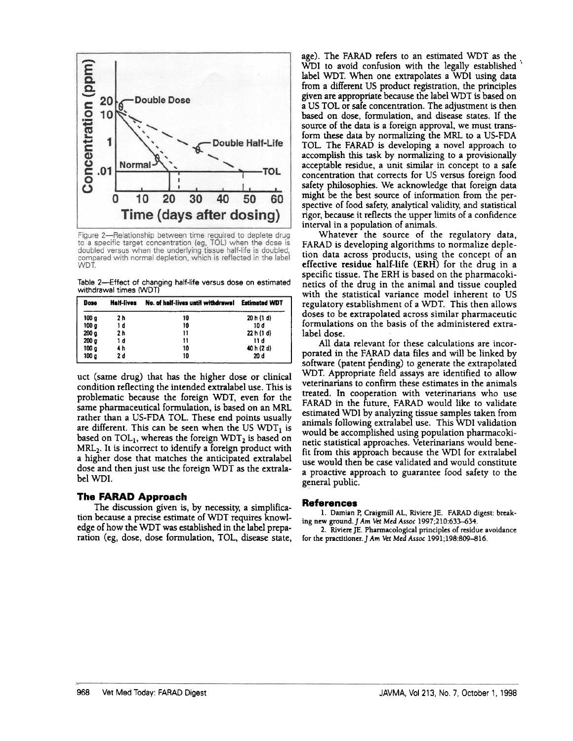Concentration (ppm)

20
10
1
.01

Double Dose

Double Half-Life

Normal

TOL

0 10 20 30 40 50 60

Time (days after dosing)

Figure 2—Relationship between time required to deplete drug to a specific target concentration (eg, TOL) when the dose is doubled versus when the underlying tissue half-life is doubled, compared with normal depletion, which is reflected in the label WDT.

Table 2—Effect of changing half-life versus dose on estimated withdrawal times (WDT)

| Dose | Half-lives | No. of half-lives until withdrawal | Estimated WDT |
|---|---|---|---|
| 100 g | 2 h | 10 | 20 h (1 d) |
| 100 g | 1 d | 10 | 10 d |
| 200 g | 2 h | 11 | 22 h (1 d) |
| 200 g | 1 d | 11 | 11 d |
| 100 g | 4 h | 10 | 40 h (2 d) |
| 100 g | 2 d | 10 | 20 d |

uct (same drug) that has the higher dose or clinical condition reflecting the intended extralabel use. This is problematic because the foreign WDT, even for the same pharmaceutical formulation, is based on an MRL rather than a US-FDA TOL. These end points usually are different. This can be seen when the US $WDT_1$ is based on $TOL_1$, whereas the foreign $WDT_2$ is based on $MRL_2$. It is incorrect to identify a foreign product with a higher dose that matches the anticipated extralabel dose and then just use the foreign WDT as the extralabel WDI.

## The FARAD Approach

The discussion given is, by necessity, a simplification because a precise estimate of WDT requires knowledge of how the WDT was established in the label preparation (eg, dose, dose formulation, TOL, disease state, age). The FARAD refers to an estimated WDT as the WDI to avoid confusion with the legally established label WDT. When one extrapolates a WDI using data from a different US product registration, the principles given are appropriate because the label WDT is based on a US TOL or safe concentration. The adjustment is then based on dose, formulation, and disease states. If the source of the data is a foreign approval, we must transform these data by normalizing the MRL to a US-FDA TOL. The FARAD is developing a novel approach to accomplish this task by normalizing to a provisionally acceptable residue, a unit similar in concept to a safe concentration that corrects for US versus foreign food safety philosophies. We acknowledge that foreign data might be the best source of information from the perspective of food safety, analytical validity, and statistical rigor, because it reflects the upper limits of a confidence interval in a population of animals.

Whatever the source of the regulatory data, FARAD is developing algorithms to normalize depletion data across products, using the concept of an **effective residue half-life (ERH)** for the drug in a specific tissue. The ERH is based on the pharmacokinetics of the drug in the animal and tissue coupled with the statistical variance model inherent to US regulatory establishment of a WDT. This then allows doses to be extrapolated across similar pharmaceutic formulations on the basis of the administered extralabel dose.

All data relevant for these calculations are incorporated in the FARAD data files and will be linked by software (patent pending) to generate the extrapolated WDT. Appropriate field assays are identified to allow veterinarians to confirm these estimates in the animals treated. In cooperation with veterinarians who use FARAD in the future, FARAD would like to validate estimated WDI by analyzing tissue samples taken from animals following extralabel use. This WDI validation would be accomplished using population pharmacokinetic statistical approaches. Veterinarians would benefit from this approach because the WDI for extralabel use would then be case validated and would constitute a proactive approach to guarantee food safety to the general public.

## References

1. Damian P, Craigmill AL, Riviere JE. FARAD digest: breaking new ground. *J Am Vet Med Assoc* 1997;210:633–634.
2. Riviere JE. Pharmacological principles of residue avoidance for the practitioner. *J Am Vet Med Assoc* 1991;198:809–816.